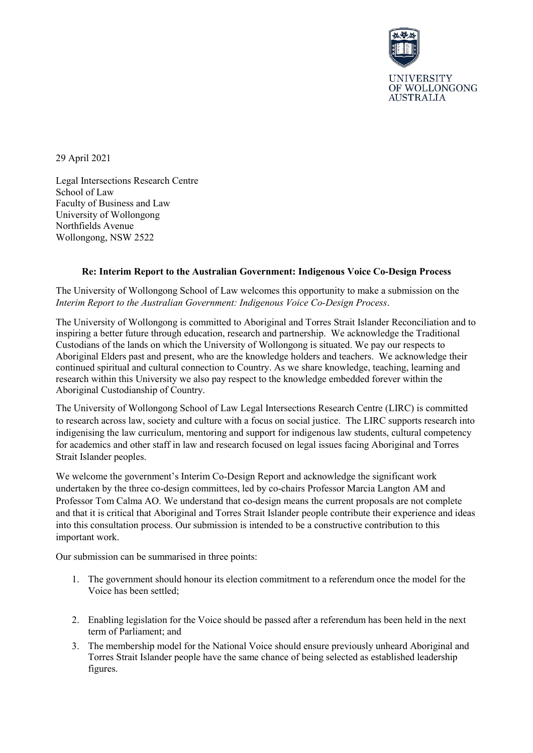UNIVERSITY
OF WOLLONGONG
AUSTRALIA

29 April 2021

Legal Intersections Research Centre
School of Law
Faculty of Business and Law
University of Wollongong
Northfields Avenue
Wollongong, NSW 2522

**Re: Interim Report to the Australian Government: Indigenous Voice Co-Design Process**

The University of Wollongong School of Law welcomes this opportunity to make a submission on the *Interim Report to the Australian Government: Indigenous Voice Co-Design Process*.

The University of Wollongong is committed to Aboriginal and Torres Strait Islander Reconciliation and to inspiring a better future through education, research and partnership. We acknowledge the Traditional Custodians of the lands on which the University of Wollongong is situated. We pay our respects to Aboriginal Elders past and present, who are the knowledge holders and teachers. We acknowledge their continued spiritual and cultural connection to Country. As we share knowledge, teaching, learning and research within this University we also pay respect to the knowledge embedded forever within the Aboriginal Custodianship of Country.

The University of Wollongong School of Law Legal Intersections Research Centre (LIRC) is committed to research across law, society and culture with a focus on social justice. The LIRC supports research into indigenising the law curriculum, mentoring and support for indigenous law students, cultural competency for academics and other staff in law and research focused on legal issues facing Aboriginal and Torres Strait Islander peoples.

We welcome the government's Interim Co-Design Report and acknowledge the significant work undertaken by the three co-design committees, led by co-chairs Professor Marcia Langton AM and Professor Tom Calma AO. We understand that co-design means the current proposals are not complete and that it is critical that Aboriginal and Torres Strait Islander people contribute their experience and ideas into this consultation process. Our submission is intended to be a constructive contribution to this important work.

Our submission can be summarised in three points:

1. The government should honour its election commitment to a referendum once the model for the Voice has been settled;
2. Enabling legislation for the Voice should be passed after a referendum has been held in the next term of Parliament; and
3. The membership model for the National Voice should ensure previously unheard Aboriginal and Torres Strait Islander people have the same chance of being selected as established leadership figures.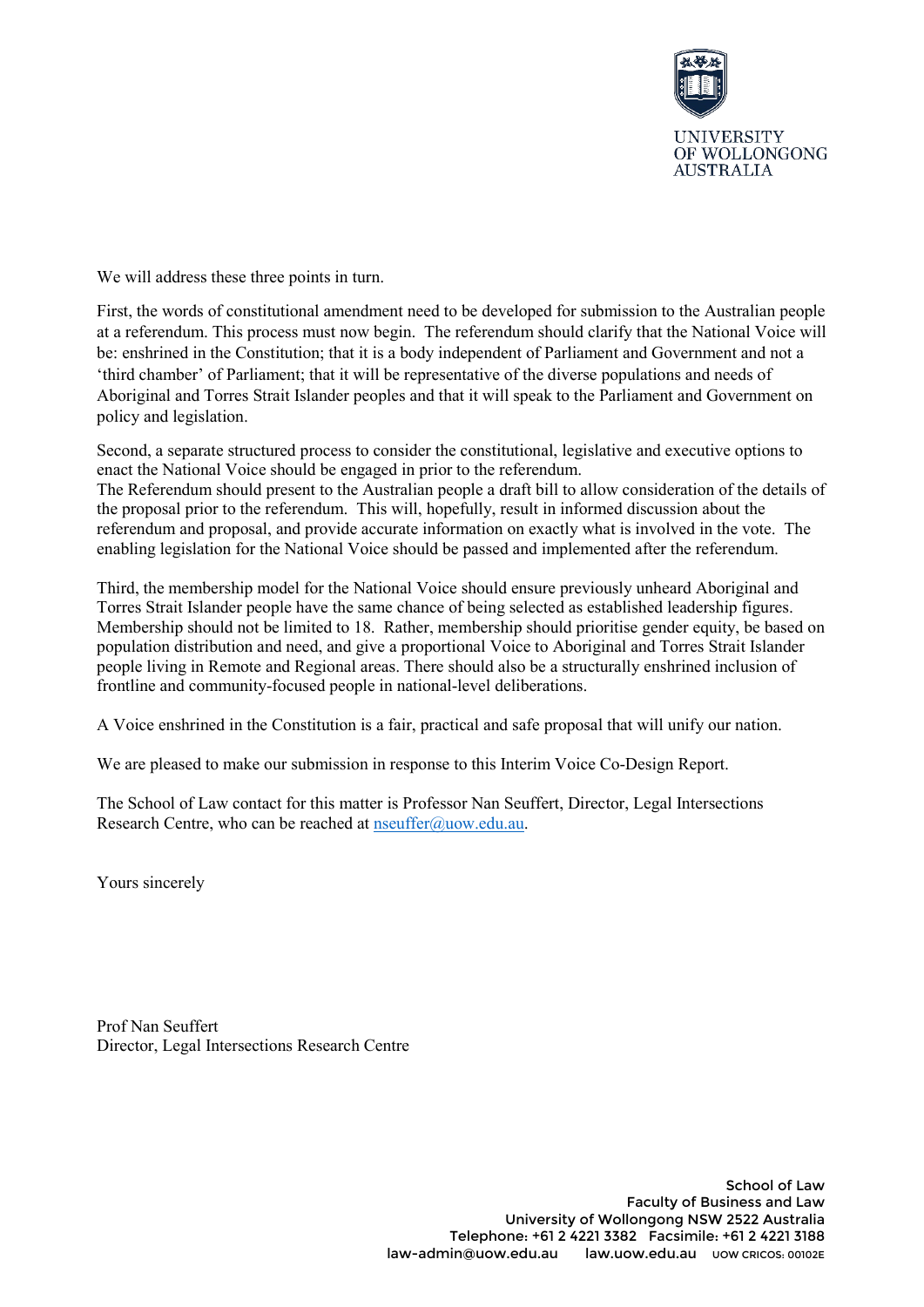We will address these three points in turn.

First, the words of constitutional amendment need to be developed for submission to the Australian people at a referendum. This process must now begin. The referendum should clarify that the National Voice will be: enshrined in the Constitution; that it is a body independent of Parliament and Government and not a 'third chamber' of Parliament; that it will be representative of the diverse populations and needs of Aboriginal and Torres Strait Islander peoples and that it will speak to the Parliament and Government on policy and legislation.

Second, a separate structured process to consider the constitutional, legislative and executive options to enact the National Voice should be engaged in prior to the referendum.
The Referendum should present to the Australian people a draft bill to allow consideration of the details of the proposal prior to the referendum. This will, hopefully, result in informed discussion about the referendum and proposal, and provide accurate information on exactly what is involved in the vote. The enabling legislation for the National Voice should be passed and implemented after the referendum.

Third, the membership model for the National Voice should ensure previously unheard Aboriginal and Torres Strait Islander people have the same chance of being selected as established leadership figures. Membership should not be limited to 18. Rather, membership should prioritise gender equity, be based on population distribution and need, and give a proportional Voice to Aboriginal and Torres Strait Islander people living in Remote and Regional areas. There should also be a structurally enshrined inclusion of frontline and community-focused people in national-level deliberations.

A Voice enshrined in the Constitution is a fair, practical and safe proposal that will unify our nation.

We are pleased to make our submission in response to this Interim Voice Co-Design Report.

The School of Law contact for this matter is Professor Nan Seuffert, Director, Legal Intersections Research Centre, who can be reached at nseuffer@uow.edu.au.

Yours sincerely

Prof Nan Seuffert
Director, Legal Intersections Research Centre

School of Law
Faculty of Business and Law
University of Wollongong NSW 2522 Australia
Telephone: +61 2 4221 3382 Facsimile: +61 2 4221 3188
law-admin@uow.edu.au law.uow.edu.au UOW CRICOS: 00102E